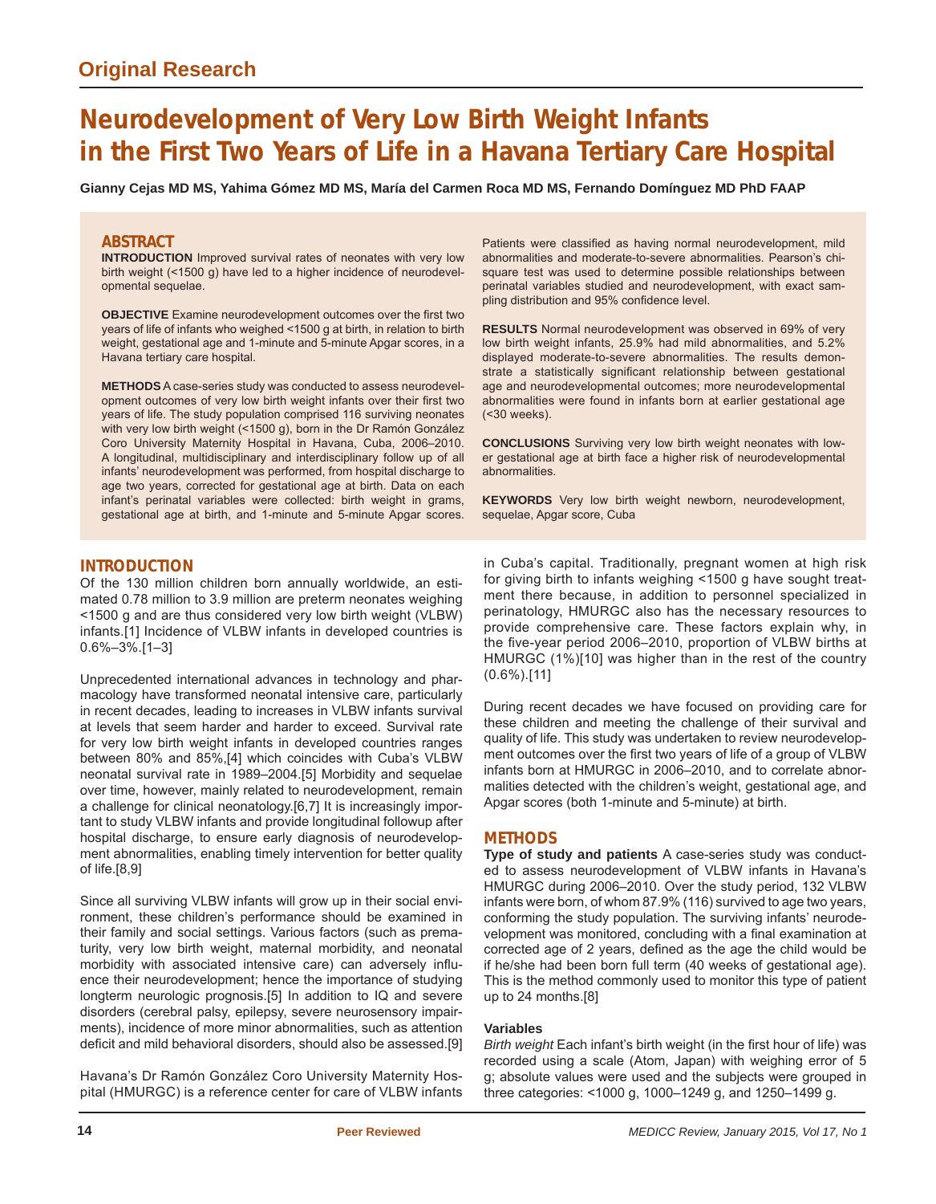Original Research

# Neurodevelopment of Very Low Birth Weight Infants in the First Two Years of Life in a Havana Tertiary Care Hospital

**Gianny Cejas MD MS, Yahima Gómez MD MS, María del Carmen Roca MD MS, Fernando Domínguez MD PhD FAAP**

## ABSTRACT

**INTRODUCTION** Improved survival rates of neonates with very low birth weight (<1500 g) have led to a higher incidence of neurodevelopmental sequelae.

**OBJECTIVE** Examine neurodevelopment outcomes over the first two years of life of infants who weighed <1500 g at birth, in relation to birth weight, gestational age and 1-minute and 5-minute Apgar scores, in a Havana tertiary care hospital.

**METHODS** A case-series study was conducted to assess neurodevelopment outcomes of very low birth weight infants over their first two years of life. The study population comprised 116 surviving neonates with very low birth weight (<1500 g), born in the Dr Ramón González Coro University Maternity Hospital in Havana, Cuba, 2006–2010. A longitudinal, multidisciplinary and interdisciplinary follow up of all infants' neurodevelopment was performed, from hospital discharge to age two years, corrected for gestational age at birth. Data on each infant's perinatal variables were collected: birth weight in grams, gestational age at birth, and 1-minute and 5-minute Apgar scores. Patients were classified as having normal neurodevelopment, mild abnormalities and moderate-to-severe abnormalities. Pearson's chi-square test was used to determine possible relationships between perinatal variables studied and neurodevelopment, with exact sampling distribution and 95% confidence level.

**RESULTS** Normal neurodevelopment was observed in 69% of very low birth weight infants, 25.9% had mild abnormalities, and 5.2% displayed moderate-to-severe abnormalities. The results demonstrate a statistically significant relationship between gestational age and neurodevelopmental outcomes; more neurodevelopmental abnormalities were found in infants born at earlier gestational age (<30 weeks).

**CONCLUSIONS** Surviving very low birth weight neonates with lower gestational age at birth face a higher risk of neurodevelopmental abnormalities.

**KEYWORDS** Very low birth weight newborn, neurodevelopment, sequelae, Apgar score, Cuba

## INTRODUCTION

Of the 130 million children born annually worldwide, an estimated 0.78 million to 3.9 million are preterm neonates weighing <1500 g and are thus considered very low birth weight (VLBW) infants.[1] Incidence of VLBW infants in developed countries is 0.6%–3%.[1–3]

Unprecedented international advances in technology and pharmacology have transformed neonatal intensive care, particularly in recent decades, leading to increases in VLBW infants survival at levels that seem harder and harder to exceed. Survival rate for very low birth weight infants in developed countries ranges between 80% and 85%,[4] which coincides with Cuba's VLBW neonatal survival rate in 1989–2004.[5] Morbidity and sequelae over time, however, mainly related to neurodevelopment, remain a challenge for clinical neonatology.[6,7] It is increasingly important to study VLBW infants and provide longitudinal followup after hospital discharge, to ensure early diagnosis of neurodevelopment abnormalities, enabling timely intervention for better quality of life.[8,9]

Since all surviving VLBW infants will grow up in their social environment, these children's performance should be examined in their family and social settings. Various factors (such as prematurity, very low birth weight, maternal morbidity, and neonatal morbidity with associated intensive care) can adversely influence their neurodevelopment; hence the importance of studying longterm neurologic prognosis.[5] In addition to IQ and severe disorders (cerebral palsy, epilepsy, severe neurosensory impairments), incidence of more minor abnormalities, such as attention deficit and mild behavioral disorders, should also be assessed.[9]

Havana's Dr Ramón González Coro University Maternity Hospital (HMURGC) is a reference center for care of VLBW infants in Cuba's capital. Traditionally, pregnant women at high risk for giving birth to infants weighing <1500 g have sought treatment there because, in addition to personnel specialized in perinatology, HMURGC also has the necessary resources to provide comprehensive care. These factors explain why, in the five-year period 2006–2010, proportion of VLBW births at HMURGC (1%)[10] was higher than in the rest of the country (0.6%).[11]

During recent decades we have focused on providing care for these children and meeting the challenge of their survival and quality of life. This study was undertaken to review neurodevelopment outcomes over the first two years of life of a group of VLBW infants born at HMURGC in 2006–2010, and to correlate abnormalities detected with the children's weight, gestational age, and Apgar scores (both 1-minute and 5-minute) at birth.

## METHODS

**Type of study and patients** A case-series study was conducted to assess neurodevelopment of VLBW infants in Havana's HMURGC during 2006–2010. Over the study period, 132 VLBW infants were born, of whom 87.9% (116) survived to age two years, conforming the study population. The surviving infants' neurodevelopment was monitored, concluding with a final examination at corrected age of 2 years, defined as the age the child would be if he/she had been born full term (40 weeks of gestational age). This is the method commonly used to monitor this type of patient up to 24 months.[8]

### Variables

*Birth weight* Each infant's birth weight (in the first hour of life) was recorded using a scale (Atom, Japan) with weighing error of 5 g; absolute values were used and the subjects were grouped in three categories: <1000 g, 1000–1249 g, and 1250–1499 g.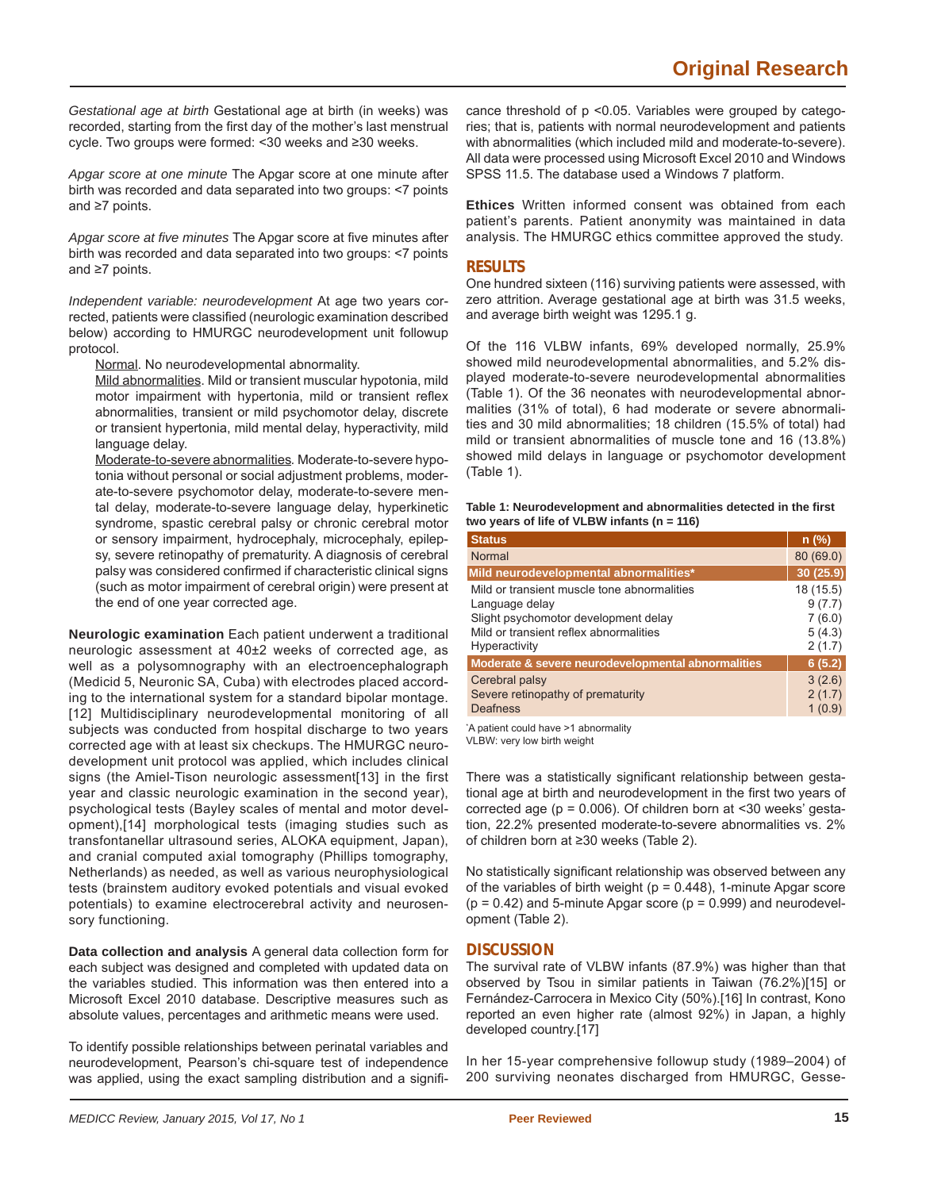*Gestational age at birth* Gestational age at birth (in weeks) was recorded, starting from the first day of the mother's last menstrual cycle. Two groups were formed: <30 weeks and ≥30 weeks.

*Apgar score at one minute* The Apgar score at one minute after birth was recorded and data separated into two groups: <7 points and ≥7 points.

*Apgar score at five minutes* The Apgar score at five minutes after birth was recorded and data separated into two groups: <7 points and ≥7 points.

*Independent variable: neurodevelopment* At age two years corrected, patients were classified (neurologic examination described below) according to HMURGC neurodevelopment unit followup protocol.

Normal. No neurodevelopmental abnormality.

Mild abnormalities. Mild or transient muscular hypotonia, mild motor impairment with hypertonia, mild or transient reflex abnormalities, transient or mild psychomotor delay, discrete or transient hypertonia, mild mental delay, hyperactivity, mild language delay.

Moderate-to-severe abnormalities. Moderate-to-severe hypotonia without personal or social adjustment problems, moderate-to-severe psychomotor delay, moderate-to-severe mental delay, moderate-to-severe language delay, hyperkinetic syndrome, spastic cerebral palsy or chronic cerebral motor or sensory impairment, hydrocephaly, microcephaly, epilepsy, severe retinopathy of prematurity. A diagnosis of cerebral palsy was considered confirmed if characteristic clinical signs (such as motor impairment of cerebral origin) were present at the end of one year corrected age.

**Neurologic examination** Each patient underwent a traditional neurologic assessment at 40±2 weeks of corrected age, as well as a polysomnography with an electroencephalograph (Medicid 5, Neuronic SA, Cuba) with electrodes placed according to the international system for a standard bipolar montage.[12] Multidisciplinary neurodevelopmental monitoring of all subjects was conducted from hospital discharge to two years corrected age with at least six checkups. The HMURGC neurodevelopment unit protocol was applied, which includes clinical signs (the Amiel-Tison neurologic assessment[13] in the first year and classic neurologic examination in the second year), psychological tests (Bayley scales of mental and motor development),[14] morphological tests (imaging studies such as transfontanellar ultrasound series, ALOKA equipment, Japan), and cranial computed axial tomography (Phillips tomography, Netherlands) as needed, as well as various neurophysiological tests (brainstem auditory evoked potentials and visual evoked potentials) to examine electrocerebral activity and neurosensory functioning.

**Data collection and analysis** A general data collection form for each subject was designed and completed with updated data on the variables studied. This information was then entered into a Microsoft Excel 2010 database. Descriptive measures such as absolute values, percentages and arithmetic means were used.

To identify possible relationships between perinatal variables and neurodevelopment, Pearson's chi-square test of independence was applied, using the exact sampling distribution and a significance threshold of $p < 0.05$. Variables were grouped by categories; that is, patients with normal neurodevelopment and patients with abnormalities (which included mild and moderate-to-severe). All data were processed using Microsoft Excel 2010 and Windows SPSS 11.5. The database used a Windows 7 platform.

**Ethices** Written informed consent was obtained from each patient's parents. Patient anonymity was maintained in data analysis. The HMURGC ethics committee approved the study.

## RESULTS

One hundred sixteen (116) surviving patients were assessed, with zero attrition. Average gestational age at birth was 31.5 weeks, and average birth weight was 1295.1 g.

Of the 116 VLBW infants, 69% developed normally, 25.9% showed mild neurodevelopmental abnormalities, and 5.2% displayed moderate-to-severe neurodevelopmental abnormalities (Table 1). Of the 36 neonates with neurodevelopmental abnormalities (31% of total), 6 had moderate or severe abnormalities and 30 mild abnormalities; 18 children (15.5% of total) had mild or transient abnormalities of muscle tone and 16 (13.8%) showed mild delays in language or psychomotor development (Table 1).

**Table 1: Neurodevelopment and abnormalities detected in the first two years of life of VLBW infants (n = 116)**

| Status | n (%) |
|---|---|
| Normal | 80 (69.0) |
| **Mild neurodevelopmental abnormalities*** | **30 (25.9)** |
| Mild or transient muscle tone abnormalities | 18 (15.5) |
| Language delay | 9 (7.7) |
| Slight psychomotor development delay | 7 (6.0) |
| Mild or transient reflex abnormalities | 5 (4.3) |
| Hyperactivity | 2 (1.7) |
| **Moderate & severe neurodevelopmental abnormalities** | **6 (5.2)** |
| Cerebral palsy | 3 (2.6) |
| Severe retinopathy of prematurity | 2 (1.7) |
| Deafness | 1 (0.9) |

*A patient could have >1 abnormality
VLBW: very low birth weight

There was a statistically significant relationship between gestational age at birth and neurodevelopment in the first two years of corrected age ($p = 0.006$). Of children born at <30 weeks' gestation, 22.2% presented moderate-to-severe abnormalities vs. 2% of children born at ≥30 weeks (Table 2).

No statistically significant relationship was observed between any of the variables of birth weight ($p = 0.448$), 1-minute Apgar score ($p = 0.42$) and 5-minute Apgar score ($p = 0.999$) and neurodevelopment (Table 2).

## DISCUSSION

The survival rate of VLBW infants (87.9%) was higher than that observed by Tsou in similar patients in Taiwan (76.2%)[15] or Fernández-Carrocera in Mexico City (50%).[16] In contrast, Kono reported an even higher rate (almost 92%) in Japan, a highly developed country.[17]

In her 15-year comprehensive followup study (1989–2004) of 200 surviving neonates discharged from HMURGC, Gesse-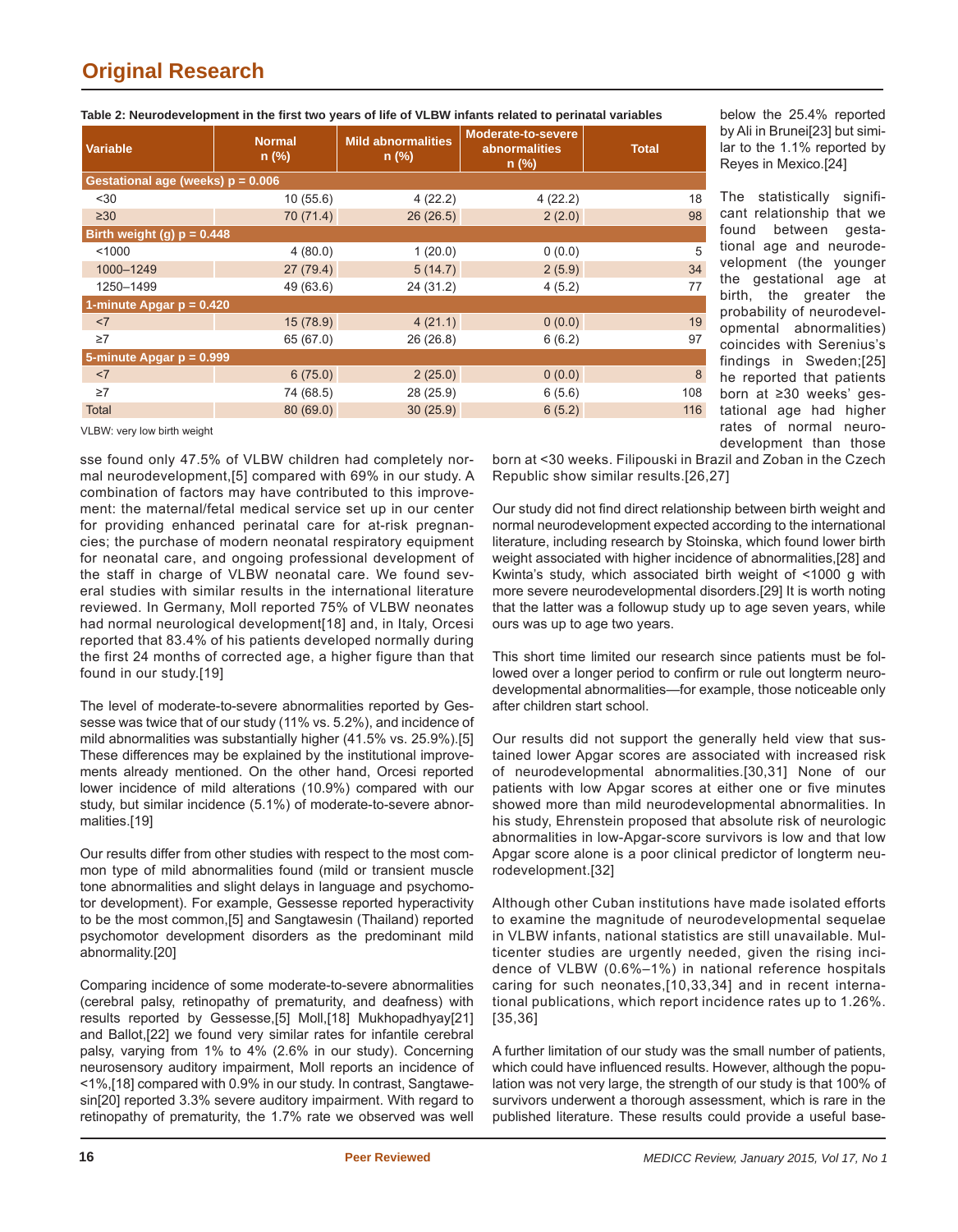**Table 2: Neurodevelopment in the first two years of life of VLBW infants related to perinatal variables**

| Variable | Normal n (%) | Mild abnormalities n (%) | Moderate-to-severe abnormalities n (%) | Total |
|---|---|---|---|---|
| **Gestational age (weeks) p = 0.006** | | | | |
| <30 | 10 (55.6) | 4 (22.2) | 4 (22.2) | 18 |
| ≥30 | 70 (71.4) | 26 (26.5) | 2 (2.0) | 98 |
| **Birth weight (g) p = 0.448** | | | | |
| <1000 | 4 (80.0) | 1 (20.0) | 0 (0.0) | 5 |
| 1000–1249 | 27 (79.4) | 5 (14.7) | 2 (5.9) | 34 |
| 1250–1499 | 49 (63.6) | 24 (31.2) | 4 (5.2) | 77 |
| **1-minute Apgar p = 0.420** | | | | |
| <7 | 15 (78.9) | 4 (21.1) | 0 (0.0) | 19 |
| ≥7 | 65 (67.0) | 26 (26.8) | 6 (6.2) | 97 |
| **5-minute Apgar p = 0.999** | | | | |
| <7 | 6 (75.0) | 2 (25.0) | 0 (0.0) | 8 |
| ≥7 | 74 (68.5) | 28 (25.9) | 6 (5.6) | 108 |
| Total | 80 (69.0) | 30 (25.9) | 6 (5.2) | 116 |

VLBW: very low birth weight

sse found only 47.5% of VLBW children had completely normal neurodevelopment,[5] compared with 69% in our study. A combination of factors may have contributed to this improvement: the maternal/fetal medical service set up in our center for providing enhanced perinatal care for at-risk pregnancies; the purchase of modern neonatal respiratory equipment for neonatal care, and ongoing professional development of the staff in charge of VLBW neonatal care. We found several studies with similar results in the international literature reviewed. In Germany, Moll reported 75% of VLBW neonates had normal neurological development[18] and, in Italy, Orcesi reported that 83.4% of his patients developed normally during the first 24 months of corrected age, a higher figure than that found in our study.[19]

The level of moderate-to-severe abnormalities reported by Gessesse was twice that of our study (11% vs. 5.2%), and incidence of mild abnormalities was substantially higher (41.5% vs. 25.9%).[5] These differences may be explained by the institutional improvements already mentioned. On the other hand, Orcesi reported lower incidence of mild alterations (10.9%) compared with our study, but similar incidence (5.1%) of moderate-to-severe abnormalities.[19]

Our results differ from other studies with respect to the most common type of mild abnormalities found (mild or transient muscle tone abnormalities and slight delays in language and psychomotor development). For example, Gessesse reported hyperactivity to be the most common,[5] and Sangtawesin (Thailand) reported psychomotor development disorders as the predominant mild abnormality.[20]

Comparing incidence of some moderate-to-severe abnormalities (cerebral palsy, retinopathy of prematurity, and deafness) with results reported by Gessesse,[5] Moll,[18] Mukhopadhyay[21] and Ballot,[22] we found very similar rates for infantile cerebral palsy, varying from 1% to 4% (2.6% in our study). Concerning neurosensory auditory impairment, Moll reports an incidence of <1%,[18] compared with 0.9% in our study. In contrast, Sangtawesin[20] reported 3.3% severe auditory impairment. With regard to retinopathy of prematurity, the 1.7% rate we observed was well below the 25.4% reported by Ali in Brunei[23] but similar to the 1.1% reported by Reyes in Mexico.[24]

The statistically significant relationship that we found between gestational age and neurodevelopment (the younger the gestational age at birth, the greater the probability of neurodevelopmental abnormalities) coincides with Serenius's findings in Sweden;[25] he reported that patients born at ≥30 weeks' gestational age had higher rates of normal neurodevelopment than those born at <30 weeks. Filipouski in Brazil and Zoban in the Czech Republic show similar results.[26,27]

Our study did not find direct relationship between birth weight and normal neurodevelopment expected according to the international literature, including research by Stoinska, which found lower birth weight associated with higher incidence of abnormalities,[28] and Kwinta's study, which associated birth weight of <1000 g with more severe neurodevelopmental disorders.[29] It is worth noting that the latter was a followup study up to age seven years, while ours was up to age two years.

This short time limited our research since patients must be followed over a longer period to confirm or rule out longterm neurodevelopmental abnormalities—for example, those noticeable only after children start school.

Our results did not support the generally held view that sustained lower Apgar scores are associated with increased risk of neurodevelopmental abnormalities.[30,31] None of our patients with low Apgar scores at either one or five minutes showed more than mild neurodevelopmental abnormalities. In his study, Ehrenstein proposed that absolute risk of neurologic abnormalities in low-Apgar-score survivors is low and that low Apgar score alone is a poor clinical predictor of longterm neurodevelopment.[32]

Although other Cuban institutions have made isolated efforts to examine the magnitude of neurodevelopmental sequelae in VLBW infants, national statistics are still unavailable. Multicenter studies are urgently needed, given the rising incidence of VLBW (0.6%–1%) in national reference hospitals caring for such neonates,[10,33,34] and in recent international publications, which report incidence rates up to 1.26%.[35,36]

A further limitation of our study was the small number of patients, which could have influenced results. However, although the population was not very large, the strength of our study is that 100% of survivors underwent a thorough assessment, which is rare in the published literature. These results could provide a useful base-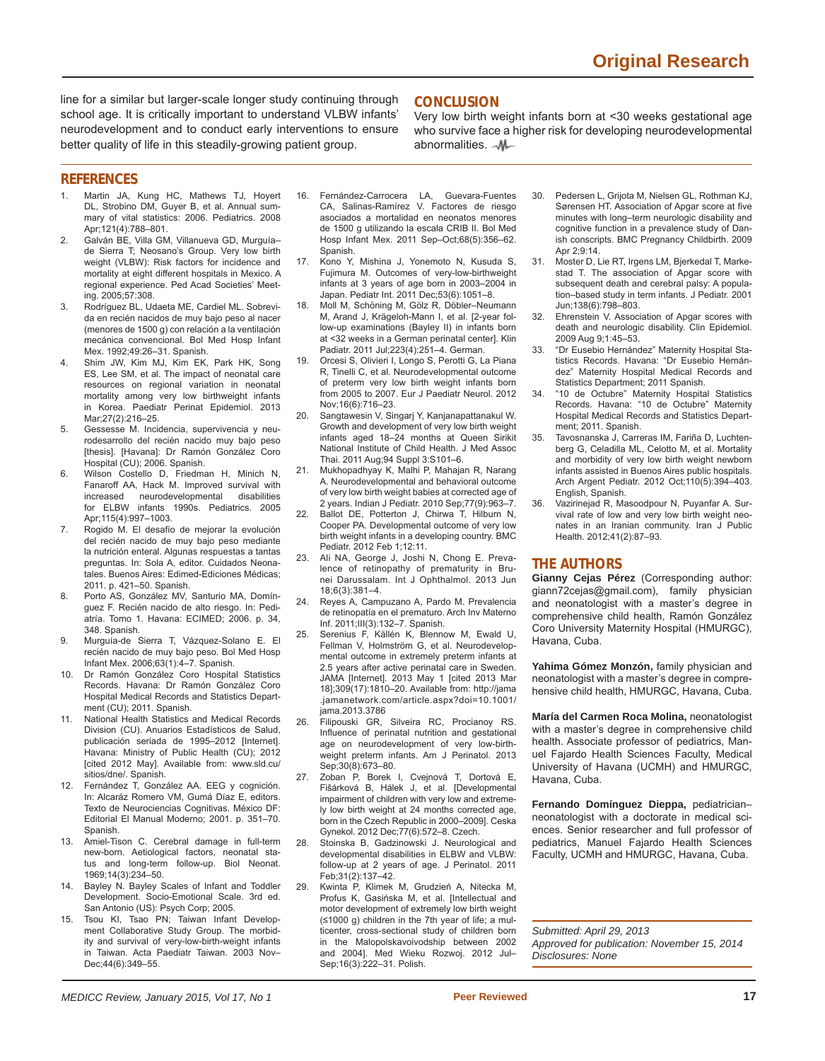line for a similar but larger-scale longer study continuing through school age. It is critically important to understand VLBW infants' neurodevelopment and to conduct early interventions to ensure better quality of life in this steadily-growing patient group.

## CONCLUSION

Very low birth weight infants born at <30 weeks gestational age who survive face a higher risk for developing neurodevelopmental abnormalities.

## REFERENCES

1. Martin JA, Kung HC, Mathews TJ, Hoyert DL, Strobino DM, Guyer B, et al. Annual summary of vital statistics: 2006. Pediatrics. 2008 Apr;121(4):788–801.
2. Galván BE, Villa GM, Villanueva GD, Murguía–de Sierra T; Neosano's Group. Very low birth weight (VLBW): Risk factors for incidence and mortality at eight different hospitals in Mexico. A regional experience. Ped Acad Societies' Meeting. 2005;57:308.
3. Rodríguez BL, Udaeta ME, Cardiel ML. Sobrevida en recién nacidos de muy bajo peso al nacer (menores de 1500 g) con relación a la ventilación mecánica convencional. Bol Med Hosp Infant Mex. 1992;49:26–31. Spanish.
4. Shim JW, Kim MJ, Kim EK, Park HK, Song ES, Lee SM, et al. The impact of neonatal care resources on regional variation in neonatal mortality among very low birthweight infants in Korea. Paediatr Perinat Epidemiol. 2013 Mar;27(2):216–25.
5. Gessesse M. Incidencia, supervivencia y neurodesarrollo del recién nacido muy bajo peso [thesis]. [Havana]: Dr Ramón González Coro Hospital (CU); 2006. Spanish.
6. Wilson Costello D, Friedman H, Minich N, Fanaroff AA, Hack M. Improved survival with increased neurodevelopmental disabilities for ELBW infants 1990s. Pediatrics. 2005 Apr;115(4):997–1003.
7. Rogido M. El desafío de mejorar la evolución del recién nacido de muy bajo peso mediante la nutrición enteral. Algunas respuestas a tantas preguntas. In: Sola A, editor. Cuidados Neonatales. Buenos Aires: Edimed-Ediciones Médicas; 2011. p. 421–50. Spanish.
8. Porto AS, González MV, Santurio MA, Domínguez F. Recién nacido de alto riesgo. In: Pediatría. Tomo 1. Havana: ECIMED; 2006. p. 34, 348. Spanish.
9. Murguía-de Sierra T, Vázquez-Solano E. El recién nacido de muy bajo peso. Bol Med Hosp Infant Mex. 2006;63(1):4–7. Spanish.
10. Dr Ramón González Coro Hospital Statistics Records. Havana: Dr Ramón González Coro Hospital Medical Records and Statistics Department (CU); 2011. Spanish.
11. National Health Statistics and Medical Records Division (CU). Anuarios Estadísticos de Salud, publicación seriada de 1995–2012 [Internet]. Havana: Ministry of Public Health (CU); 2012 [cited 2012 May]. Available from: www.sld.cu/sitios/dne/. Spanish.
12. Fernández T, González AA. EEG y cognición. In: Alcaráz Romero VM, Gumá Díaz E, editors. Texto de Neurociencias Cognitivas. México DF: Editorial El Manual Moderno; 2001. p. 351–70. Spanish.
13. Amiel-Tison C. Cerebral damage in full-term new-born. Aetiological factors, neonatal status and long-term follow-up. Biol Neonat. 1969;14(3):234–50.
14. Bayley N. Bayley Scales of Infant and Toddler Development. Socio-Emotional Scale. 3rd ed. San Antonio (US): Psych Corp; 2005.
15. Tsou KI, Tsao PN; Taiwan Infant Development Collaborative Study Group. The morbidity and survival of very-low-birth-weight infants in Taiwan. Acta Paediatr Taiwan. 2003 Nov–Dec;44(6):349–55.
16. Fernández-Carrocera LA, Guevara-Fuentes CA, Salinas-Ramírez V. Factores de riesgo asociados a mortalidad en neonatos menores de 1500 g utilizando la escala CRIB II. Bol Med Hosp Infant Mex. 2011 Sep–Oct;68(5):356–62. Spanish.
17. Kono Y, Mishina J, Yonemoto N, Kusuda S, Fujimura M. Outcomes of very-low-birthweight infants at 3 years of age born in 2003–2004 in Japan. Pediatr Int. 2011 Dec;53(6):1051–8.
18. Moll M, Schöning M, Gölz R, Döbler–Neumann M, Arand J, Krägeloh-Mann I, et al. [2-year follow-up examinations (Bayley II) in infants born at <32 weeks in a German perinatal center]. Klin Padiatr. 2011 Jul;223(4):251–4. German.
19. Orcesi S, Olivieri I, Longo S, Perotti G, La Piana R, Tinelli C, et al. Neurodevelopmental outcome of preterm very low birth weight infants born from 2005 to 2007. Eur J Paediatr Neurol. 2012 Nov;16(6):716–23.
20. Sangtawesin V, Singarj Y, Kanjanapattanakul W. Growth and development of very low birth weight infants aged 18–24 months at Queen Sirikit National Institute of Child Health. J Med Assoc Thai. 2011 Aug;94 Suppl 3:S101–6.
21. Mukhopadhyay K, Malhi P, Mahajan R, Narang A. Neurodevelopmental and behavioral outcome of very low birth weight babies at corrected age of 2 years. Indian J Pediatr. 2010 Sep;77(9):963–7.
22. Ballot DE, Potterton J, Chirwa T, Hilburn N, Cooper PA. Developmental outcome of very low birth weight infants in a developing country. BMC Pediatr. 2012 Feb 1;12:11.
23. Ali NA, George J, Joshi N, Chong E. Prevalence of retinopathy of prematurity in Brunei Darussalam. Int J Ophthalmol. 2013 Jun 18;6(3):381–4.
24. Reyes A, Campuzano A, Pardo M. Prevalencia de retinopatía en el prematuro. Arch Inv Materno Inf. 2011;III(3):132–7. Spanish.
25. Serenius F, Källén K, Blennow M, Ewald U, Fellman V, Holmström G, et al. Neurodevelopmental outcome in extremely preterm infants at 2.5 years after active perinatal care in Sweden. JAMA [Internet]. 2013 May 1 [cited 2013 Mar 18];309(17):1810–20. Available from: http://jama.jamanetwork.com/article.aspx?doi=10.1001/jama.2013.3786
26. Filipouski GR, Silveira RC, Procianoy RS. Influence of perinatal nutrition and gestational age on neurodevelopment of very low-birth-weight preterm infants. Am J Perinatol. 2013 Sep;30(8):673–80.
27. Zoban P, Borek I, Cvejnová T, Dortová E, Fišárková B, Hálek J, et al. [Developmental impairment of children with very low and extremely low birth weight at 24 months corrected age, born in the Czech Republic in 2000–2009]. Ceska Gynekol. 2012 Dec;77(6):572–8. Czech.
28. Stoinska B, Gadzinowski J. Neurological and developmental disabilities in ELBW and VLBW: follow-up at 2 years of age. J Perinatol. 2011 Feb;31(2):137–42.
29. Kwinta P, Klimek M, Grudzień A, Nitecka M, Profus K, Gasińska M, et al. [Intellectual and motor development of extremely low birth weight (≤1000 g) children in the 7th year of life; a multicenter, cross-sectional study of children born in the Malopolskavoivodship between 2002 and 2004]. Med Wieku Rozwoj. 2012 Jul–Sep;16(3):222–31. Polish.
30. Pedersen L, Grijota M, Nielsen GL, Rothman KJ, Sørensen HT. Association of Apgar score at five minutes with long–term neurologic disability and cognitive function in a prevalence study of Danish conscripts. BMC Pregnancy Childbirth. 2009 Apr 2;9:14.
31. Moster D, Lie RT, Irgens LM, Bjerkedal T, Markestad T. The association of Apgar score with subsequent death and cerebral palsy: A population–based study in term infants. J Pediatr. 2001 Jun;138(6):798–803.
32. Ehrenstein V. Association of Apgar scores with death and neurologic disability. Clin Epidemiol. 2009 Aug 9;1:45–53.
33. "Dr Eusebio Hernández" Maternity Hospital Statistics Records. Havana: "Dr Eusebio Hernández" Maternity Hospital Medical Records and Statistics Department; 2011 Spanish.
34. "10 de Octubre" Maternity Hospital Statistics Records. Havana: "10 de Octubre" Maternity Hospital Medical Records and Statistics Department; 2011. Spanish.
35. Tavosnanska J, Carreras IM, Fariña D, Luchtenberg G, Celadilla ML, Celotto M, et al. Mortality and morbidity of very low birth weight newborn infants assisted in Buenos Aires public hospitals. Arch Argent Pediatr. 2012 Oct;110(5):394–403. English, Spanish.
36. Vazirinejad R, Masoodpour N, Puyanfar A. Survival rate of low and very low birth weight neonates in an Iranian community. Iran J Public Health. 2012;41(2):87–93.

## THE AUTHORS

**Gianny Cejas Pérez** (Corresponding author: giann72cejas@gmail.com), family physician and neonatologist with a master's degree in comprehensive child health, Ramón González Coro University Maternity Hospital (HMURGC), Havana, Cuba.

**Yahima Gómez Monzón,** family physician and neonatologist with a master's degree in comprehensive child health, HMURGC, Havana, Cuba.

**María del Carmen Roca Molina,** neonatologist with a master's degree in comprehensive child health. Associate professor of pediatrics, Manuel Fajardo Health Sciences Faculty, Medical University of Havana (UCMH) and HMURGC, Havana, Cuba.

**Fernando Domínguez Dieppa,** pediatrician–neonatologist with a doctorate in medical sciences. Senior researcher and full professor of pediatrics, Manuel Fajardo Health Sciences Faculty, UCMH and HMURGC, Havana, Cuba.

*Submitted: April 29, 2013*
*Approved for publication: November 15, 2014*
*Disclosures: None*